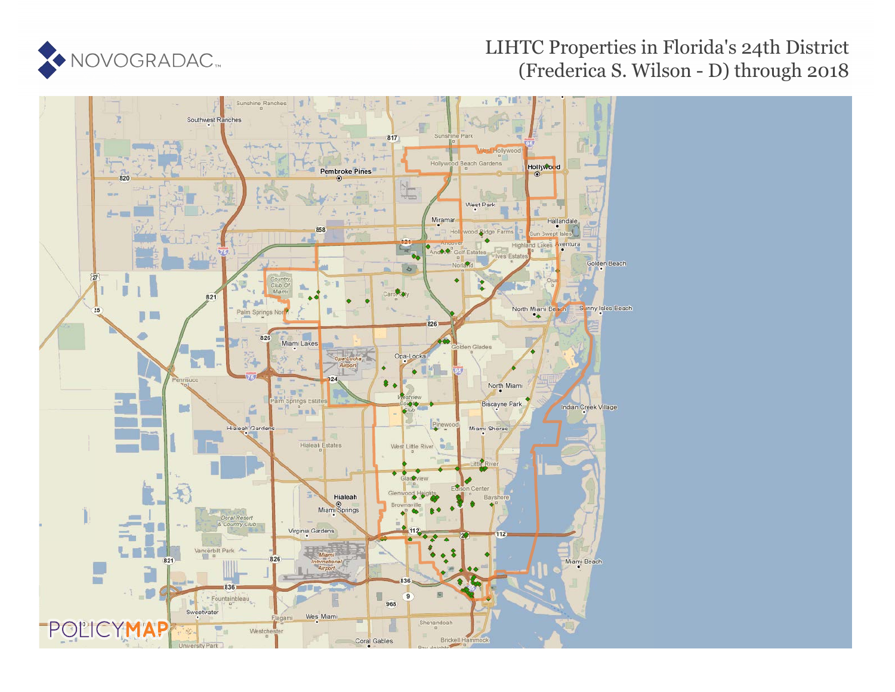NOVOGRADAC

# LIHTC Properties in Florida's 24th District (Frederica S. Wilson - D) through 2018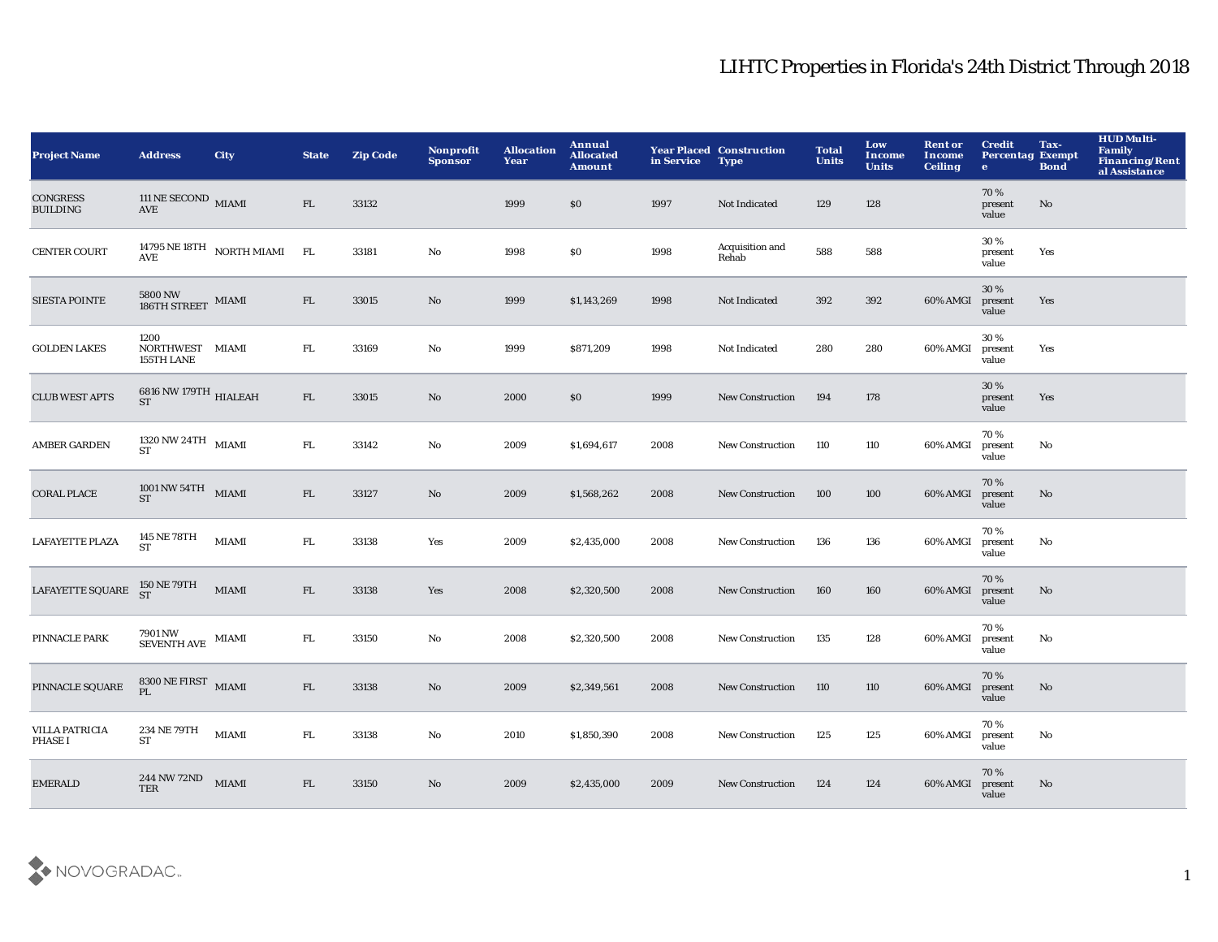# LIHTC Properties in Florida's 24th District Through 2018

| Project Name | Address | City | State | Zip Code | Nonprofit Sponsor | Allocation Year | Annual Allocated Amount | Year Placed in Service | Construction Type | Total Units | Low Income Units | Rent or Income Ceiling | Credit Percentage | Tax-Exempt Bond | HUD Multi-Family Financing/Rental Assistance |
|---|---|---|---|---|---|---|---|---|---|---|---|---|---|---|---|
| CONGRESS BUILDING | 111 NE SECOND AVE | MIAMI | FL | 33132 | | 1999 | $0 | 1997 | Not Indicated | 129 | 128 | | 70 % present value | No | |
| CENTER COURT | 14795 NE 18TH AVE | NORTH MIAMI | FL | 33181 | No | 1998 | $0 | 1998 | Acquisition and Rehab | 588 | 588 | | 30 % present value | Yes | |
| SIESTA POINTE | 5800 NW 186TH STREET | MIAMI | FL | 33015 | No | 1999 | $1,143,269 | 1998 | Not Indicated | 392 | 392 | 60% AMGI | 30 % present value | Yes | |
| GOLDEN LAKES | 1200 NORTHWEST 155TH LANE | MIAMI | FL | 33169 | No | 1999 | $871,209 | 1998 | Not Indicated | 280 | 280 | 60% AMGI | 30 % present value | Yes | |
| CLUB WEST APTS | 6816 NW 179TH ST | HIALEAH | FL | 33015 | No | 2000 | $0 | 1999 | New Construction | 194 | 178 | | 30 % present value | Yes | |
| AMBER GARDEN | 1320 NW 24TH ST | MIAMI | FL | 33142 | No | 2009 | $1,694,617 | 2008 | New Construction | 110 | 110 | 60% AMGI | 70 % present value | No | |
| CORAL PLACE | 1001 NW 54TH ST | MIAMI | FL | 33127 | No | 2009 | $1,568,262 | 2008 | New Construction | 100 | 100 | 60% AMGI | 70 % present value | No | |
| LAFAYETTE PLAZA | 145 NE 78TH ST | MIAMI | FL | 33138 | Yes | 2009 | $2,435,000 | 2008 | New Construction | 136 | 136 | 60% AMGI | 70 % present value | No | |
| LAFAYETTE SQUARE | 150 NE 79TH ST | MIAMI | FL | 33138 | Yes | 2008 | $2,320,500 | 2008 | New Construction | 160 | 160 | 60% AMGI | 70 % present value | No | |
| PINNACLE PARK | 7901 NW SEVENTH AVE | MIAMI | FL | 33150 | No | 2008 | $2,320,500 | 2008 | New Construction | 135 | 128 | 60% AMGI | 70 % present value | No | |
| PINNACLE SQUARE | 8300 NE FIRST PL | MIAMI | FL | 33138 | No | 2009 | $2,349,561 | 2008 | New Construction | 110 | 110 | 60% AMGI | 70 % present value | No | |
| VILLA PATRICIA PHASE I | 234 NE 79TH ST | MIAMI | FL | 33138 | No | 2010 | $1,850,390 | 2008 | New Construction | 125 | 125 | 60% AMGI | 70 % present value | No | |
| EMERALD | 244 NW 72ND TER | MIAMI | FL | 33150 | No | 2009 | $2,435,000 | 2009 | New Construction | 124 | 124 | 60% AMGI | 70 % present value | No | |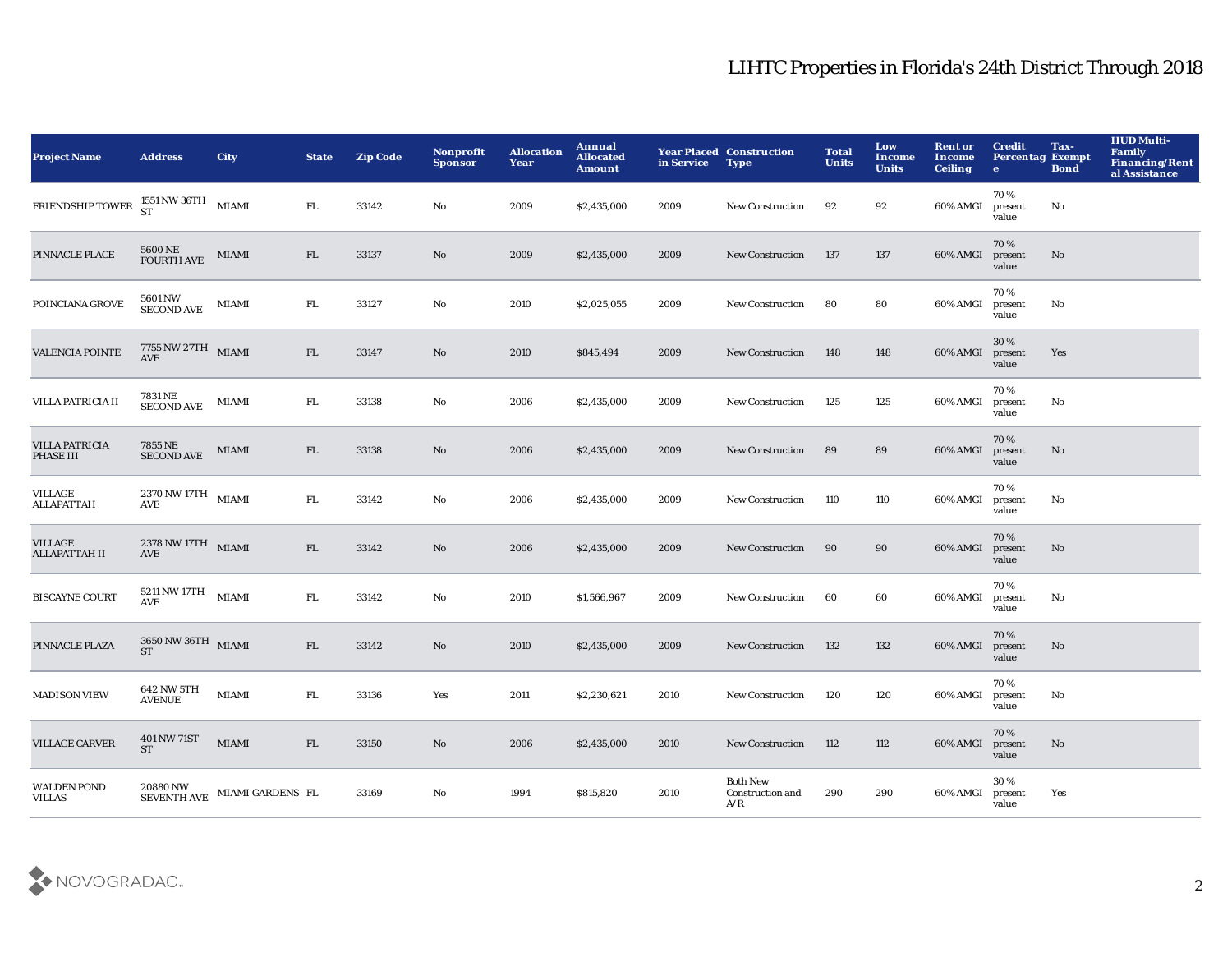# LIHTC Properties in Florida's 24th District Through 2018

| Project Name | Address | City | State | Zip Code | Nonprofit Sponsor | Allocation Year | Annual Allocated Amount | Year Placed in Service | Construction Type | Total Units | Low Income Units | Rent or Income Ceiling | Credit Percentage | Tax-Exempt Bond | HUD Multi-Family Financing/Rental Assistance |
|---|---|---|---|---|---|---|---|---|---|---|---|---|---|---|---|
| FRIENDSHIP TOWER | 1551 NW 36TH ST | MIAMI | FL | 33142 | No | 2009 | $2,435,000 | 2009 | New Construction | 92 | 92 | 60% AMGI | 70 % present value | No | |
| PINNACLE PLACE | 5600 NE FOURTH AVE | MIAMI | FL | 33137 | No | 2009 | $2,435,000 | 2009 | New Construction | 137 | 137 | 60% AMGI | 70 % present value | No | |
| POINCIANA GROVE | 5601 NW SECOND AVE | MIAMI | FL | 33127 | No | 2010 | $2,025,055 | 2009 | New Construction | 80 | 80 | 60% AMGI | 70 % present value | No | |
| VALENCIA POINTE | 7755 NW 27TH AVE | MIAMI | FL | 33147 | No | 2010 | $845,494 | 2009 | New Construction | 148 | 148 | 60% AMGI | 30 % present value | Yes | |
| VILLA PATRICIA II | 7831 NE SECOND AVE | MIAMI | FL | 33138 | No | 2006 | $2,435,000 | 2009 | New Construction | 125 | 125 | 60% AMGI | 70 % present value | No | |
| VILLA PATRICIA PHASE III | 7855 NE SECOND AVE | MIAMI | FL | 33138 | No | 2006 | $2,435,000 | 2009 | New Construction | 89 | 89 | 60% AMGI | 70 % present value | No | |
| VILLAGE ALLAPATTAH | 2370 NW 17TH AVE | MIAMI | FL | 33142 | No | 2006 | $2,435,000 | 2009 | New Construction | 110 | 110 | 60% AMGI | 70 % present value | No | |
| VILLAGE ALLAPATTAH II | 2378 NW 17TH AVE | MIAMI | FL | 33142 | No | 2006 | $2,435,000 | 2009 | New Construction | 90 | 90 | 60% AMGI | 70 % present value | No | |
| BISCAYNE COURT | 5211 NW 17TH AVE | MIAMI | FL | 33142 | No | 2010 | $1,566,967 | 2009 | New Construction | 60 | 60 | 60% AMGI | 70 % present value | No | |
| PINNACLE PLAZA | 3650 NW 36TH ST | MIAMI | FL | 33142 | No | 2010 | $2,435,000 | 2009 | New Construction | 132 | 132 | 60% AMGI | 70 % present value | No | |
| MADISON VIEW | 642 NW 5TH AVENUE | MIAMI | FL | 33136 | Yes | 2011 | $2,230,621 | 2010 | New Construction | 120 | 120 | 60% AMGI | 70 % present value | No | |
| VILLAGE CARVER | 401 NW 71ST ST | MIAMI | FL | 33150 | No | 2006 | $2,435,000 | 2010 | New Construction | 112 | 112 | 60% AMGI | 70 % present value | No | |
| WALDEN POND VILLAS | 20880 NW SEVENTH AVE | MIAMI GARDENS | FL | 33169 | No | 1994 | $815,820 | 2010 | Both New Construction and A/R | 290 | 290 | 60% AMGI | 30 % present value | Yes | |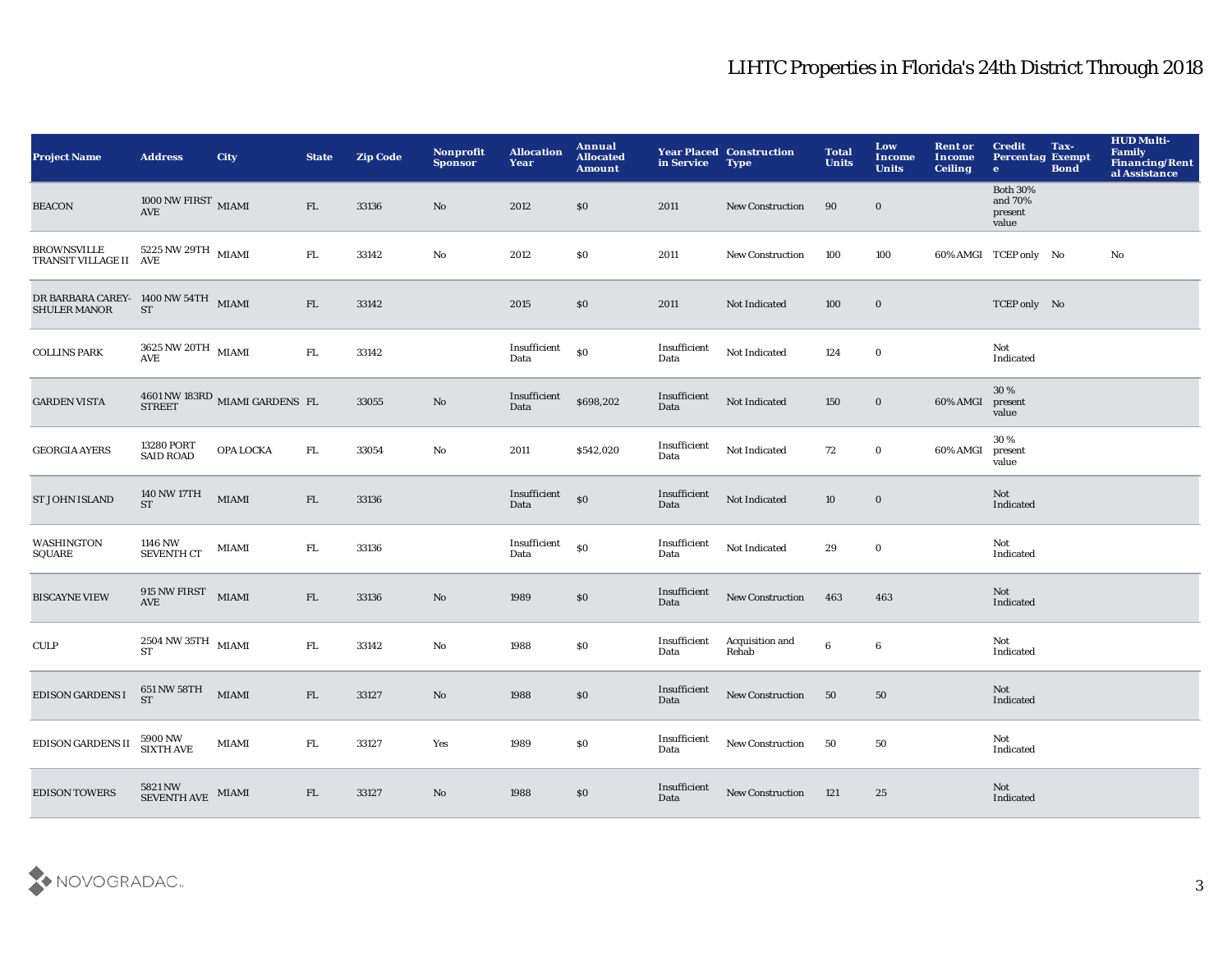# LIHTC Properties in Florida's 24th District Through 2018

| Project Name | Address | City | State | Zip Code | Nonprofit Sponsor | Allocation Year | Annual Allocated Amount | Year Placed in Service | Construction Type | Total Units | Low Income Units | Rent or Income Ceiling | Credit Percentage | Tax-Exempt Bond | HUD Multi-Family Financing/Rental Assistance |
|---|---|---|---|---|---|---|---|---|---|---|---|---|---|---|---|
| BEACON | 1000 NW FIRST AVE | MIAMI | FL | 33136 | No | 2012 | $0 | 2011 | New Construction | 90 | 0 | | Both 30% and 70% present value | | |
| BROWNSVILLE TRANSIT VILLAGE II | 5225 NW 29TH AVE | MIAMI | FL | 33142 | No | 2012 | $0 | 2011 | New Construction | 100 | 100 | 60% AMGI | TCEP only | No | No |
| DR BARBARA CAREY-SHULER MANOR | 1400 NW 54TH ST | MIAMI | FL | 33142 | | 2015 | $0 | 2011 | Not Indicated | 100 | 0 | | TCEP only | No | |
| COLLINS PARK | 3625 NW 20TH AVE | MIAMI | FL | 33142 | | Insufficient Data | $0 | Insufficient Data | Not Indicated | 124 | 0 | | Not Indicated | | |
| GARDEN VISTA | 4601 NW 183RD STREET | MIAMI GARDENS | FL | 33055 | No | Insufficient Data | $698,202 | Insufficient Data | Not Indicated | 150 | 0 | 60% AMGI | 30 % present value | | |
| GEORGIA AYERS | 13280 PORT SAID ROAD | OPA LOCKA | FL | 33054 | No | 2011 | $542,020 | Insufficient Data | Not Indicated | 72 | 0 | 60% AMGI | 30 % present value | | |
| ST JOHN ISLAND | 140 NW 17TH ST | MIAMI | FL | 33136 | | Insufficient Data | $0 | Insufficient Data | Not Indicated | 10 | 0 | | Not Indicated | | |
| WASHINGTON SQUARE | 1146 NW SEVENTH CT | MIAMI | FL | 33136 | | Insufficient Data | $0 | Insufficient Data | Not Indicated | 29 | 0 | | Not Indicated | | |
| BISCAYNE VIEW | 915 NW FIRST AVE | MIAMI | FL | 33136 | No | 1989 | $0 | Insufficient Data | New Construction | 463 | 463 | | Not Indicated | | |
| CULP | 2504 NW 35TH ST | MIAMI | FL | 33142 | No | 1988 | $0 | Insufficient Data | Acquisition and Rehab | 6 | 6 | | Not Indicated | | |
| EDISON GARDENS I | 651 NW 58TH ST | MIAMI | FL | 33127 | No | 1988 | $0 | Insufficient Data | New Construction | 50 | 50 | | Not Indicated | | |
| EDISON GARDENS II | 5900 NW SIXTH AVE | MIAMI | FL | 33127 | Yes | 1989 | $0 | Insufficient Data | New Construction | 50 | 50 | | Not Indicated | | |
| EDISON TOWERS | 5821 NW SEVENTH AVE | MIAMI | FL | 33127 | No | 1988 | $0 | Insufficient Data | New Construction | 121 | 25 | | Not Indicated | | |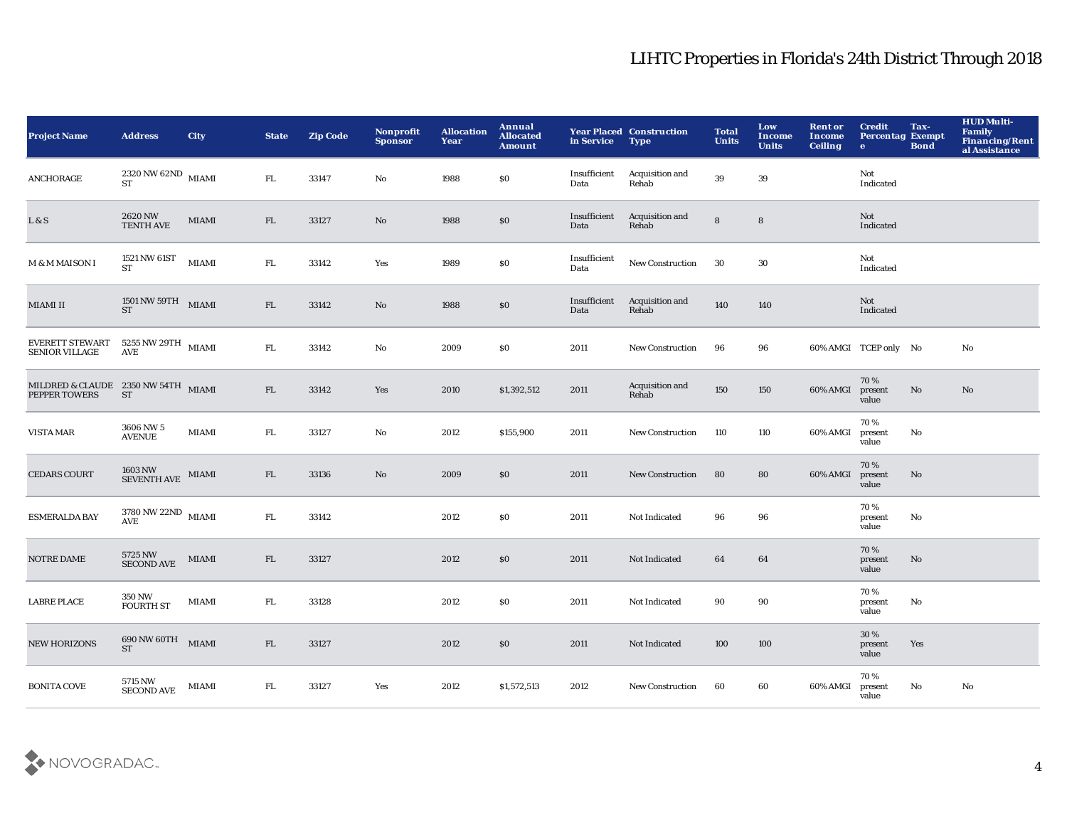# LIHTC Properties in Florida's 24th District Through 2018

| Project Name | Address | City | State | Zip Code | Nonprofit Sponsor | Allocation Year | Annual Allocated Amount | Year Placed in Service | Construction Type | Total Units | Low Income Units | Rent or Income Ceiling | Credit Percentage | Tax-Exempt Bond | HUD Multi-Family Financing/Rental Assistance |
|---|---|---|---|---|---|---|---|---|---|---|---|---|---|---|---|
| ANCHORAGE | 2320 NW 62ND ST | MIAMI | FL | 33147 | No | 1988 | $0 | Insufficient Data | Acquisition and Rehab | 39 | 39 | | Not Indicated | | |
| L & S | 2620 NW TENTH AVE | MIAMI | FL | 33127 | No | 1988 | $0 | Insufficient Data | Acquisition and Rehab | 8 | 8 | | Not Indicated | | |
| M & M MAISON I | 1521 NW 61ST ST | MIAMI | FL | 33142 | Yes | 1989 | $0 | Insufficient Data | New Construction | 30 | 30 | | Not Indicated | | |
| MIAMI II | 1501 NW 59TH ST | MIAMI | FL | 33142 | No | 1988 | $0 | Insufficient Data | Acquisition and Rehab | 140 | 140 | | Not Indicated | | |
| EVERETT STEWART SENIOR VILLAGE | 5255 NW 29TH AVE | MIAMI | FL | 33142 | No | 2009 | $0 | 2011 | New Construction | 96 | 96 | 60% AMGI | TCEP only | No | No |
| MILDRED & CLAUDE PEPPER TOWERS | 2350 NW 54TH ST | MIAMI | FL | 33142 | Yes | 2010 | $1,392,512 | 2011 | Acquisition and Rehab | 150 | 150 | 60% AMGI | 70 % present value | No | No |
| VISTA MAR | 3606 NW 5 AVENUE | MIAMI | FL | 33127 | No | 2012 | $155,900 | 2011 | New Construction | 110 | 110 | 60% AMGI | 70 % present value | No | |
| CEDARS COURT | 1603 NW SEVENTH AVE | MIAMI | FL | 33136 | No | 2009 | $0 | 2011 | New Construction | 80 | 80 | 60% AMGI | 70 % present value | No | |
| ESMERALDA BAY | 3780 NW 22ND AVE | MIAMI | FL | 33142 | | 2012 | $0 | 2011 | Not Indicated | 96 | 96 | | 70 % present value | No | |
| NOTRE DAME | 5725 NW SECOND AVE | MIAMI | FL | 33127 | | 2012 | $0 | 2011 | Not Indicated | 64 | 64 | | 70 % present value | No | |
| LABRE PLACE | 350 NW FOURTH ST | MIAMI | FL | 33128 | | 2012 | $0 | 2011 | Not Indicated | 90 | 90 | | 70 % present value | No | |
| NEW HORIZONS | 690 NW 60TH ST | MIAMI | FL | 33127 | | 2012 | $0 | 2011 | Not Indicated | 100 | 100 | | 30 % present value | Yes | |
| BONITA COVE | 5715 NW SECOND AVE | MIAMI | FL | 33127 | Yes | 2012 | $1,572,513 | 2012 | New Construction | 60 | 60 | 60% AMGI | 70 % present value | No | No |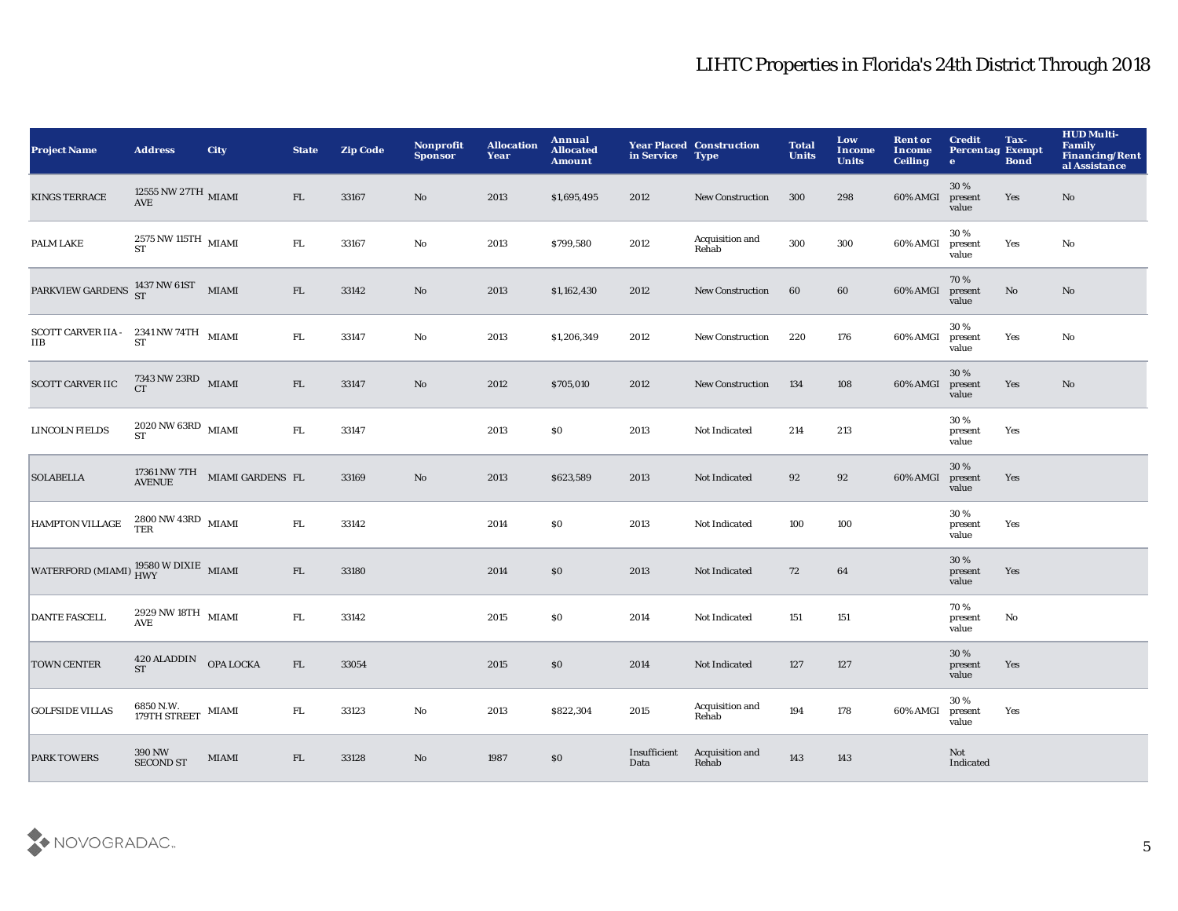# LIHTC Properties in Florida's 24th District Through 2018

| Project Name | Address | City | State | Zip Code | Nonprofit Sponsor | Allocation Year | Annual Allocated Amount | Year Placed in Service | Construction Type | Total Units | Low Income Units | Rent or Income Ceiling | Credit Percentage | Tax-Exempt Bond | HUD Multi-Family Financing/Rental Assistance |
|---|---|---|---|---|---|---|---|---|---|---|---|---|---|---|---|
| KINGS TERRACE | 12555 NW 27TH AVE | MIAMI | FL | 33167 | No | 2013 | $1,695,495 | 2012 | New Construction | 300 | 298 | 60% AMGI | 30 % present value | Yes | No |
| PALM LAKE | 2575 NW 115TH ST | MIAMI | FL | 33167 | No | 2013 | $799,580 | 2012 | Acquisition and Rehab | 300 | 300 | 60% AMGI | 30 % present value | Yes | No |
| PARKVIEW GARDENS | 1437 NW 61ST ST | MIAMI | FL | 33142 | No | 2013 | $1,162,430 | 2012 | New Construction | 60 | 60 | 60% AMGI | 70 % present value | No | No |
| SCOTT CARVER IIA - IIB | 2341 NW 74TH ST | MIAMI | FL | 33147 | No | 2013 | $1,206,349 | 2012 | New Construction | 220 | 176 | 60% AMGI | 30 % present value | Yes | No |
| SCOTT CARVER IIC | 7343 NW 23RD CT | MIAMI | FL | 33147 | No | 2012 | $705,010 | 2012 | New Construction | 134 | 108 | 60% AMGI | 30 % present value | Yes | No |
| LINCOLN FIELDS | 2020 NW 63RD ST | MIAMI | FL | 33147 | | 2013 | $0 | 2013 | Not Indicated | 214 | 213 | | 30 % present value | Yes | |
| SOLABELLA | 17361 NW 7TH AVENUE | MIAMI GARDENS | FL | 33169 | No | 2013 | $623,589 | 2013 | Not Indicated | 92 | 92 | 60% AMGI | 30 % present value | Yes | |
| HAMPTON VILLAGE | 2800 NW 43RD TER | MIAMI | FL | 33142 | | 2014 | $0 | 2013 | Not Indicated | 100 | 100 | | 30 % present value | Yes | |
| WATERFORD (MIAMI) | 19580 W DIXIE HWY | MIAMI | FL | 33180 | | 2014 | $0 | 2013 | Not Indicated | 72 | 64 | | 30 % present value | Yes | |
| DANTE FASCELL | 2929 NW 18TH AVE | MIAMI | FL | 33142 | | 2015 | $0 | 2014 | Not Indicated | 151 | 151 | | 70 % present value | No | |
| TOWN CENTER | 420 ALADDIN ST | OPA LOCKA | FL | 33054 | | 2015 | $0 | 2014 | Not Indicated | 127 | 127 | | 30 % present value | Yes | |
| GOLFSIDE VILLAS | 6850 N.W. 179TH STREET | MIAMI | FL | 33123 | No | 2013 | $822,304 | 2015 | Acquisition and Rehab | 194 | 178 | 60% AMGI | 30 % present value | Yes | |
| PARK TOWERS | 390 NW SECOND ST | MIAMI | FL | 33128 | No | 1987 | $0 | Insufficient Data | Acquisition and Rehab | 143 | 143 | | Not Indicated | | |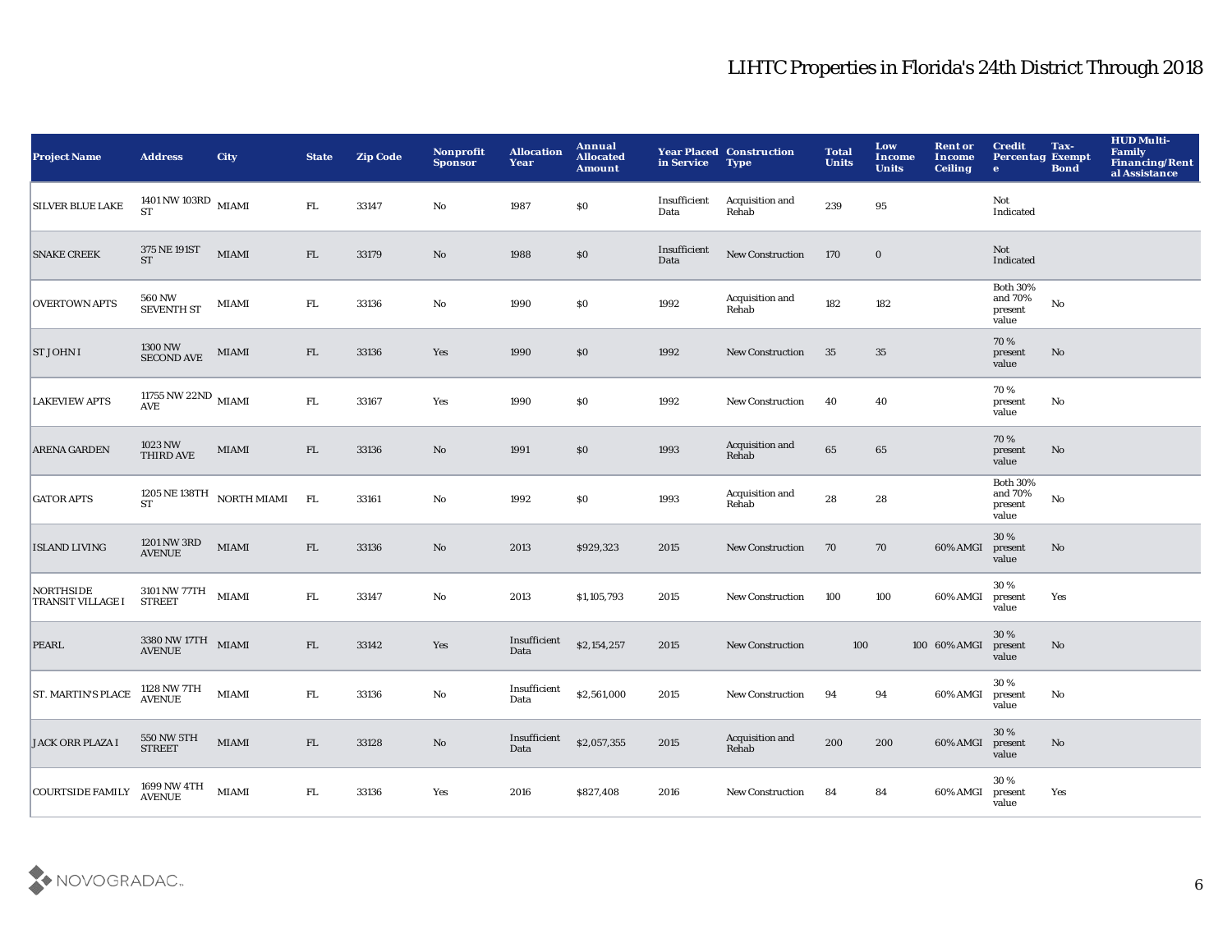# LIHTC Properties in Florida's 24th District Through 2018

| Project Name | Address | City | State | Zip Code | Nonprofit Sponsor | Allocation Year | Annual Allocated Amount | Year Placed in Service | Construction Type | Total Units | Low Income Units | Rent or Income Ceiling | Credit Percentage | Tax-Exempt Bond | HUD Multi-Family Financing/Rental Assistance |
|---|---|---|---|---|---|---|---|---|---|---|---|---|---|---|---|
| SILVER BLUE LAKE | 1401 NW 103RD ST | MIAMI | FL | 33147 | No | 1987 | $0 | Insufficient Data | Acquisition and Rehab | 239 | 95 | | Not Indicated | | |
| SNAKE CREEK | 375 NE 191ST ST | MIAMI | FL | 33179 | No | 1988 | $0 | Insufficient Data | New Construction | 170 | 0 | | Not Indicated | | |
| OVERTOWN APTS | 560 NW SEVENTH ST | MIAMI | FL | 33136 | No | 1990 | $0 | 1992 | Acquisition and Rehab | 182 | 182 | | Both 30% and 70% present value | No | |
| ST JOHN I | 1300 NW SECOND AVE | MIAMI | FL | 33136 | Yes | 1990 | $0 | 1992 | New Construction | 35 | 35 | | 70 % present value | No | |
| LAKEVIEW APTS | 11755 NW 22ND AVE | MIAMI | FL | 33167 | Yes | 1990 | $0 | 1992 | New Construction | 40 | 40 | | 70 % present value | No | |
| ARENA GARDEN | 1023 NW THIRD AVE | MIAMI | FL | 33136 | No | 1991 | $0 | 1993 | Acquisition and Rehab | 65 | 65 | | 70 % present value | No | |
| GATOR APTS | 1205 NE 138TH ST | NORTH MIAMI | FL | 33161 | No | 1992 | $0 | 1993 | Acquisition and Rehab | 28 | 28 | | Both 30% and 70% present value | No | |
| ISLAND LIVING | 1201 NW 3RD AVENUE | MIAMI | FL | 33136 | No | 2013 | $929,323 | 2015 | New Construction | 70 | 70 | 60% AMGI | 30 % present value | No | |
| NORTHSIDE TRANSIT VILLAGE I | 3101 NW 77TH STREET | MIAMI | FL | 33147 | No | 2013 | $1,105,793 | 2015 | New Construction | 100 | 100 | 60% AMGI | 30 % present value | Yes | |
| PEARL | 3380 NW 17TH AVENUE | MIAMI | FL | 33142 | Yes | Insufficient Data | $2,154,257 | 2015 | New Construction | 100 | 100 | 60% AMGI | 30 % present value | No | |
| ST. MARTIN'S PLACE | 1128 NW 7TH AVENUE | MIAMI | FL | 33136 | No | Insufficient Data | $2,561,000 | 2015 | New Construction | 94 | 94 | 60% AMGI | 30 % present value | No | |
| JACK ORR PLAZA I | 550 NW 5TH STREET | MIAMI | FL | 33128 | No | Insufficient Data | $2,057,355 | 2015 | Acquisition and Rehab | 200 | 200 | 60% AMGI | 30 % present value | No | |
| COURTSIDE FAMILY | 1699 NW 4TH AVENUE | MIAMI | FL | 33136 | Yes | 2016 | $827,408 | 2016 | New Construction | 84 | 84 | 60% AMGI | 30 % present value | Yes | |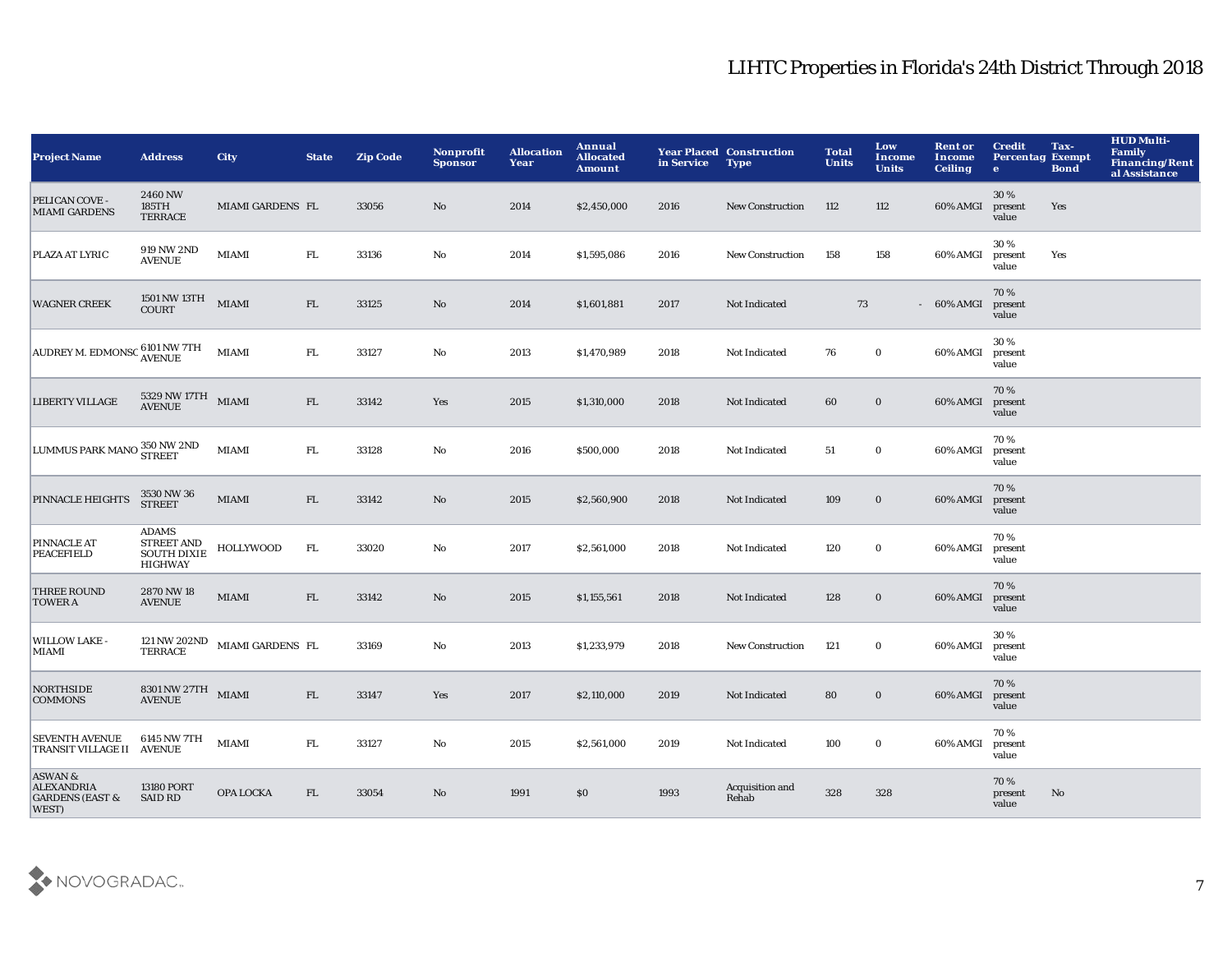# LIHTC Properties in Florida's 24th District Through 2018

| Project Name | Address | City | State | Zip Code | Nonprofit Sponsor | Allocation Year | Annual Allocated Amount | Year Placed in Service | Construction Type | Total Units | Low Income Units | Rent or Income Ceiling | Credit Percentage | Tax-Exempt Bond | HUD Multi-Family Financing/Rental Assistance |
|---|---|---|---|---|---|---|---|---|---|---|---|---|---|---|---|
| PELICAN COVE - MIAMI GARDENS | 2460 NW 185TH TERRACE | MIAMI GARDENS | FL | 33056 | No | 2014 | $2,450,000 | 2016 | New Construction | 112 | 112 | 60% AMGI | 30 % present value | Yes | |
| PLAZA AT LYRIC | 919 NW 2ND AVENUE | MIAMI | FL | 33136 | No | 2014 | $1,595,086 | 2016 | New Construction | 158 | 158 | 60% AMGI | 30 % present value | Yes | |
| WAGNER CREEK | 1501 NW 13TH COURT | MIAMI | FL | 33125 | No | 2014 | $1,601,881 | 2017 | Not Indicated | 73 | - | 60% AMGI | 70 % present value | | |
| AUDREY M. EDMONSO | 6101 NW 7TH AVENUE | MIAMI | FL | 33127 | No | 2013 | $1,470,989 | 2018 | Not Indicated | 76 | 0 | 60% AMGI | 30 % present value | | |
| LIBERTY VILLAGE | 5329 NW 17TH AVENUE | MIAMI | FL | 33142 | Yes | 2015 | $1,310,000 | 2018 | Not Indicated | 60 | 0 | 60% AMGI | 70 % present value | | |
| LUMMUS PARK MANO | 350 NW 2ND STREET | MIAMI | FL | 33128 | No | 2016 | $500,000 | 2018 | Not Indicated | 51 | 0 | 60% AMGI | 70 % present value | | |
| PINNACLE HEIGHTS | 3530 NW 36 STREET | MIAMI | FL | 33142 | No | 2015 | $2,560,900 | 2018 | Not Indicated | 109 | 0 | 60% AMGI | 70 % present value | | |
| PINNACLE AT PEACEFIELD | ADAMS STREET AND SOUTH DIXIE HIGHWAY | HOLLYWOOD | FL | 33020 | No | 2017 | $2,561,000 | 2018 | Not Indicated | 120 | 0 | 60% AMGI | 70 % present value | | |
| THREE ROUND TOWER A | 2870 NW 18 AVENUE | MIAMI | FL | 33142 | No | 2015 | $1,155,561 | 2018 | Not Indicated | 128 | 0 | 60% AMGI | 70 % present value | | |
| WILLOW LAKE - MIAMI | 121 NW 202ND TERRACE | MIAMI GARDENS | FL | 33169 | No | 2013 | $1,233,979 | 2018 | New Construction | 121 | 0 | 60% AMGI | 30 % present value | | |
| NORTHSIDE COMMONS | 8301 NW 27TH AVENUE | MIAMI | FL | 33147 | Yes | 2017 | $2,110,000 | 2019 | Not Indicated | 80 | 0 | 60% AMGI | 70 % present value | | |
| SEVENTH AVENUE TRANSIT VILLAGE II | 6145 NW 7TH AVENUE | MIAMI | FL | 33127 | No | 2015 | $2,561,000 | 2019 | Not Indicated | 100 | 0 | 60% AMGI | 70 % present value | | |
| ASWAN & ALEXANDRIA GARDENS (EAST & WEST) | 13180 PORT SAID RD | OPA LOCKA | FL | 33054 | No | 1991 | $0 | 1993 | Acquisition and Rehab | 328 | 328 | | 70 % present value | No | |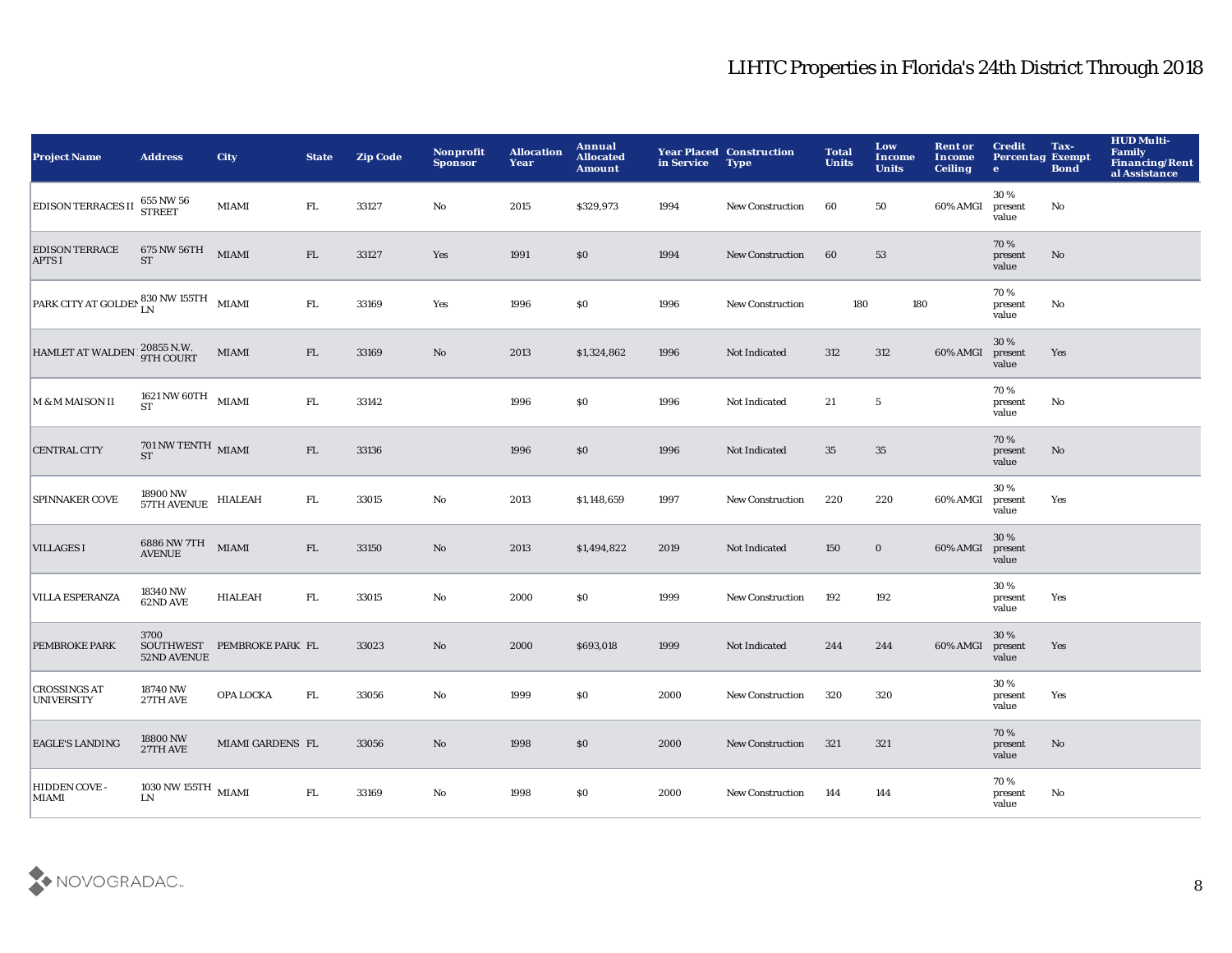# LIHTC Properties in Florida's 24th District Through 2018

| Project Name | Address | City | State | Zip Code | Nonprofit Sponsor | Allocation Year | Annual Allocated Amount | Year Placed in Service | Construction Type | Total Units | Low Income Units | Rent or Income Ceiling | Credit Percentage | Tax-Exempt Bond | HUD Multi-Family Financing/Rental Assistance |
|---|---|---|---|---|---|---|---|---|---|---|---|---|---|---|---|
| EDISON TERRACES II | 655 NW 56 STREET | MIAMI | FL | 33127 | No | 2015 | $329,973 | 1994 | New Construction | 60 | 50 | 60% AMGI | 30 % present value | No | |
| EDISON TERRACE APTS I | 675 NW 56TH ST | MIAMI | FL | 33127 | Yes | 1991 | $0 | 1994 | New Construction | 60 | 53 | | 70 % present value | No | |
| PARK CITY AT GOLDEN | 830 NW 155TH LN | MIAMI | FL | 33169 | Yes | 1996 | $0 | 1996 | New Construction | 180 | 180 | | 70 % present value | No | |
| HAMLET AT WALDEN | 20855 N.W. 9TH COURT | MIAMI | FL | 33169 | No | 2013 | $1,324,862 | 1996 | Not Indicated | 312 | 312 | 60% AMGI | 30 % present value | Yes | |
| M & M MAISON II | 1621 NW 60TH ST | MIAMI | FL | 33142 | | 1996 | $0 | 1996 | Not Indicated | 21 | 5 | | 70 % present value | No | |
| CENTRAL CITY | 701 NW TENTH ST | MIAMI | FL | 33136 | | 1996 | $0 | 1996 | Not Indicated | 35 | 35 | | 70 % present value | No | |
| SPINNAKER COVE | 18900 NW 57TH AVENUE | HIALEAH | FL | 33015 | No | 2013 | $1,148,659 | 1997 | New Construction | 220 | 220 | 60% AMGI | 30 % present value | Yes | |
| VILLAGES I | 6886 NW 7TH AVENUE | MIAMI | FL | 33150 | No | 2013 | $1,494,822 | 2019 | Not Indicated | 150 | 0 | 60% AMGI | 30 % present value | | |
| VILLA ESPERANZA | 18340 NW 62ND AVE | HIALEAH | FL | 33015 | No | 2000 | $0 | 1999 | New Construction | 192 | 192 | | 30 % present value | Yes | |
| PEMBROKE PARK | 3700 SOUTHWEST 52ND AVENUE | PEMBROKE PARK | FL | 33023 | No | 2000 | $693,018 | 1999 | Not Indicated | 244 | 244 | 60% AMGI | 30 % present value | Yes | |
| CROSSINGS AT UNIVERSITY | 18740 NW 27TH AVE | OPA LOCKA | FL | 33056 | No | 1999 | $0 | 2000 | New Construction | 320 | 320 | | 30 % present value | Yes | |
| EAGLE'S LANDING | 18800 NW 27TH AVE | MIAMI GARDENS | FL | 33056 | No | 1998 | $0 | 2000 | New Construction | 321 | 321 | | 70 % present value | No | |
| HIDDEN COVE - MIAMI | 1030 NW 155TH LN | MIAMI | FL | 33169 | No | 1998 | $0 | 2000 | New Construction | 144 | 144 | | 70 % present value | No | |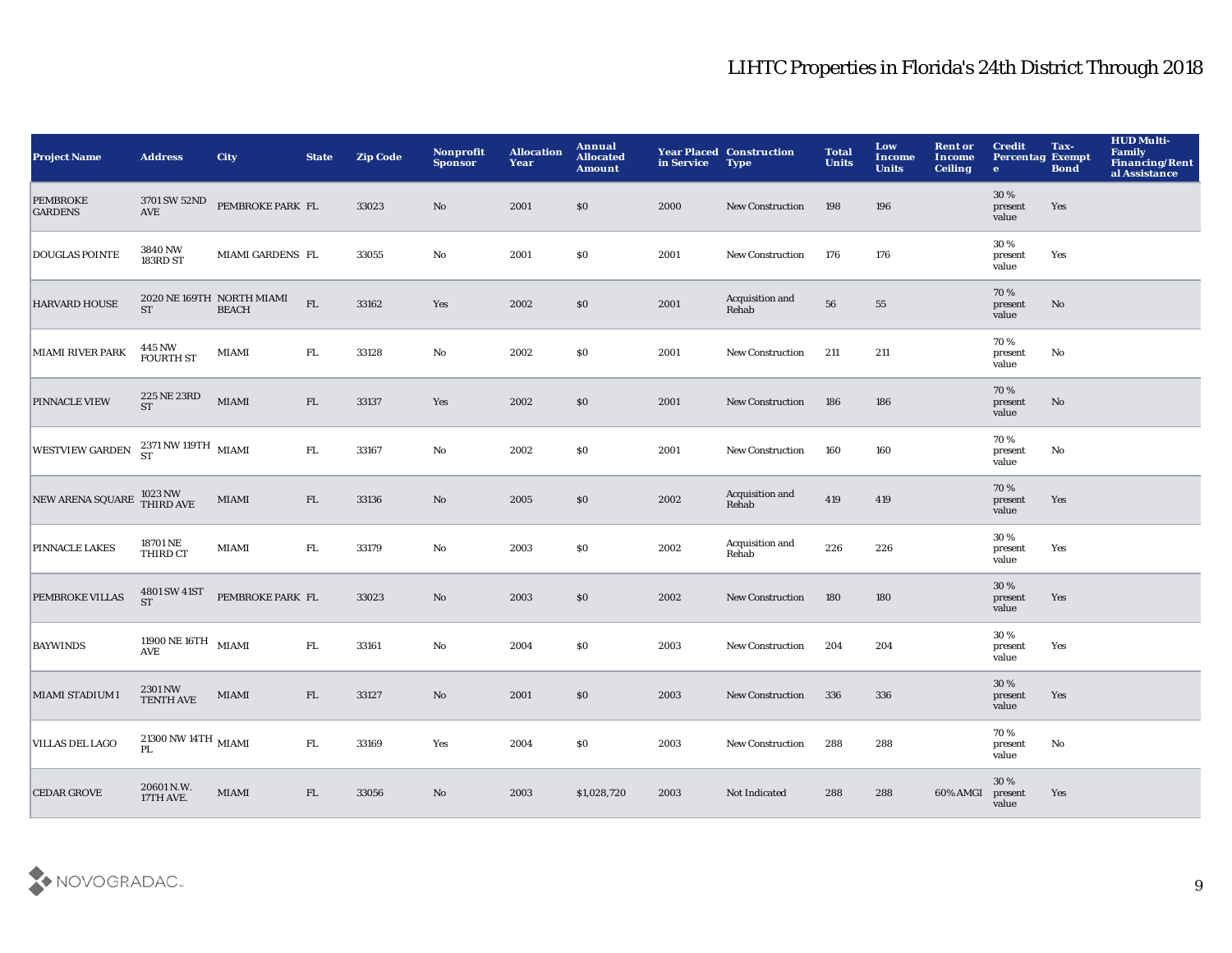# LIHTC Properties in Florida's 24th District Through 2018

| Project Name | Address | City | State | Zip Code | Nonprofit Sponsor | Allocation Year | Annual Allocated Amount | Year Placed in Service | Construction Type | Total Units | Low Income Units | Rent or Income Ceiling | Credit Percentage | Tax-Exempt Bond | HUD Multi-Family Financing/Rental Assistance |
|---|---|---|---|---|---|---|---|---|---|---|---|---|---|---|---|
| PEMBROKE GARDENS | 3701 SW 52ND AVE | PEMBROKE PARK | FL | 33023 | No | 2001 | $0 | 2000 | New Construction | 198 | 196 | | 30 % present value | Yes | |
| DOUGLAS POINTE | 3840 NW 183RD ST | MIAMI GARDENS | FL | 33055 | No | 2001 | $0 | 2001 | New Construction | 176 | 176 | | 30 % present value | Yes | |
| HARVARD HOUSE | 2020 NE 169TH ST | NORTH MIAMI BEACH | FL | 33162 | Yes | 2002 | $0 | 2001 | Acquisition and Rehab | 56 | 55 | | 70 % present value | No | |
| MIAMI RIVER PARK | 445 NW FOURTH ST | MIAMI | FL | 33128 | No | 2002 | $0 | 2001 | New Construction | 211 | 211 | | 70 % present value | No | |
| PINNACLE VIEW | 225 NE 23RD ST | MIAMI | FL | 33137 | Yes | 2002 | $0 | 2001 | New Construction | 186 | 186 | | 70 % present value | No | |
| WESTVIEW GARDEN | 2371 NW 119TH ST | MIAMI | FL | 33167 | No | 2002 | $0 | 2001 | New Construction | 160 | 160 | | 70 % present value | No | |
| NEW ARENA SQUARE | 1023 NW THIRD AVE | MIAMI | FL | 33136 | No | 2005 | $0 | 2002 | Acquisition and Rehab | 419 | 419 | | 70 % present value | Yes | |
| PINNACLE LAKES | 18701 NE THIRD CT | MIAMI | FL | 33179 | No | 2003 | $0 | 2002 | Acquisition and Rehab | 226 | 226 | | 30 % present value | Yes | |
| PEMBROKE VILLAS | 4801 SW 41ST ST | PEMBROKE PARK | FL | 33023 | No | 2003 | $0 | 2002 | New Construction | 180 | 180 | | 30 % present value | Yes | |
| BAYWINDS | 11900 NE 16TH AVE | MIAMI | FL | 33161 | No | 2004 | $0 | 2003 | New Construction | 204 | 204 | | 30 % present value | Yes | |
| MIAMI STADIUM I | 2301 NW TENTH AVE | MIAMI | FL | 33127 | No | 2001 | $0 | 2003 | New Construction | 336 | 336 | | 30 % present value | Yes | |
| VILLAS DEL LAGO | 21300 NW 14TH PL | MIAMI | FL | 33169 | Yes | 2004 | $0 | 2003 | New Construction | 288 | 288 | | 70 % present value | No | |
| CEDAR GROVE | 20601 N.W. 17TH AVE. | MIAMI | FL | 33056 | No | 2003 | $1,028,720 | 2003 | Not Indicated | 288 | 288 | 60% AMGI | 30 % present value | Yes | |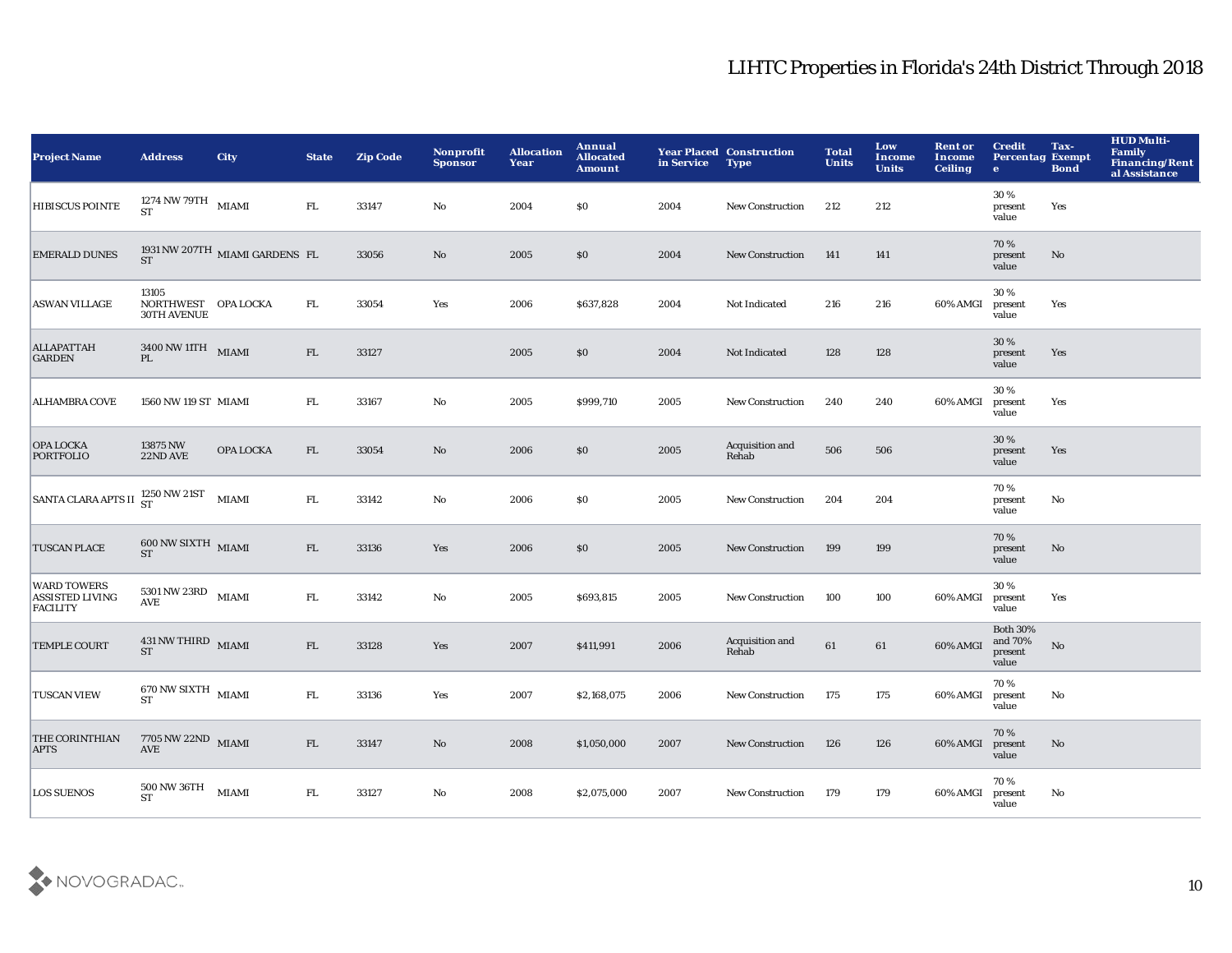# LIHTC Properties in Florida's 24th District Through 2018

| Project Name | Address | City | State | Zip Code | Nonprofit Sponsor | Allocation Year | Annual Allocated Amount | Year Placed in Service | Construction Type | Total Units | Low Income Units | Rent or Income Ceiling | Credit Percentage | Tax-Exempt Bond | HUD Multi-Family Financing/Rental Assistance |
|---|---|---|---|---|---|---|---|---|---|---|---|---|---|---|---|
| HIBISCUS POINTE | 1274 NW 79TH ST | MIAMI | FL | 33147 | No | 2004 | $0 | 2004 | New Construction | 212 | 212 | | 30 % present value | Yes | |
| EMERALD DUNES | 1931 NW 207TH ST | MIAMI GARDENS | FL | 33056 | No | 2005 | $0 | 2004 | New Construction | 141 | 141 | | 70 % present value | No | |
| ASWAN VILLAGE | 13105 NORTHWEST 30TH AVENUE | OPA LOCKA | FL | 33054 | Yes | 2006 | $637,828 | 2004 | Not Indicated | 216 | 216 | 60% AMGI | 30 % present value | Yes | |
| ALLAPATTAH GARDEN | 3400 NW 11TH PL | MIAMI | FL | 33127 | | 2005 | $0 | 2004 | Not Indicated | 128 | 128 | | 30 % present value | Yes | |
| ALHAMBRA COVE | 1560 NW 119 ST | MIAMI | FL | 33167 | No | 2005 | $999,710 | 2005 | New Construction | 240 | 240 | 60% AMGI | 30 % present value | Yes | |
| OPA LOCKA PORTFOLIO | 13875 NW 22ND AVE | OPA LOCKA | FL | 33054 | No | 2006 | $0 | 2005 | Acquisition and Rehab | 506 | 506 | | 30 % present value | Yes | |
| SANTA CLARA APTS II | 1250 NW 21ST ST | MIAMI | FL | 33142 | No | 2006 | $0 | 2005 | New Construction | 204 | 204 | | 70 % present value | No | |
| TUSCAN PLACE | 600 NW SIXTH ST | MIAMI | FL | 33136 | Yes | 2006 | $0 | 2005 | New Construction | 199 | 199 | | 70 % present value | No | |
| WARD TOWERS ASSISTED LIVING FACILITY | 5301 NW 23RD AVE | MIAMI | FL | 33142 | No | 2005 | $693,815 | 2005 | New Construction | 100 | 100 | 60% AMGI | 30 % present value | Yes | |
| TEMPLE COURT | 431 NW THIRD ST | MIAMI | FL | 33128 | Yes | 2007 | $411,991 | 2006 | Acquisition and Rehab | 61 | 61 | 60% AMGI | Both 30% and 70% present value | No | |
| TUSCAN VIEW | 670 NW SIXTH ST | MIAMI | FL | 33136 | Yes | 2007 | $2,168,075 | 2006 | New Construction | 175 | 175 | 60% AMGI | 70 % present value | No | |
| THE CORINTHIAN APTS | 7705 NW 22ND AVE | MIAMI | FL | 33147 | No | 2008 | $1,050,000 | 2007 | New Construction | 126 | 126 | 60% AMGI | 70 % present value | No | |
| LOS SUENOS | 500 NW 36TH ST | MIAMI | FL | 33127 | No | 2008 | $2,075,000 | 2007 | New Construction | 179 | 179 | 60% AMGI | 70 % present value | No | |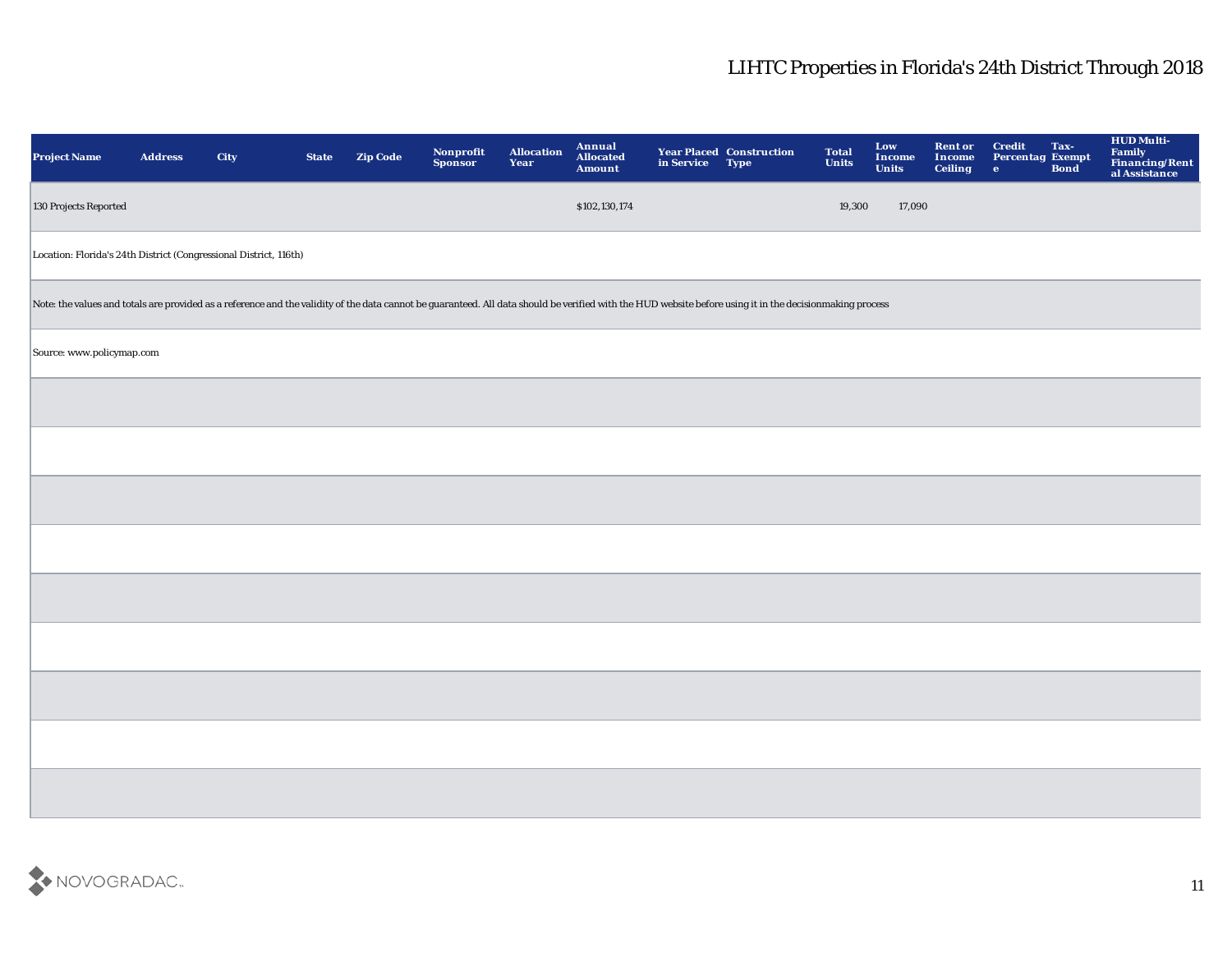# LIHTC Properties in Florida's 24th District Through 2018

| Project Name | Address | City | State | Zip Code | Nonprofit Sponsor | Allocation Year | Annual Allocated Amount | Year Placed in Service | Construction Type | Total Units | Low Income Units | Rent or Income Ceiling | Credit Percentage | Tax-Exempt Bond | HUD Multi-Family Financing/Rental Assistance |
|---|---|---|---|---|---|---|---|---|---|---|---|---|---|---|---|
| 130 Projects Reported | | | | | | | $102,130,174 | | | 19,300 | 17,090 | | | | |
| Location: Florida's 24th District (Congressional District, 116th) | | | | | | | | | | | | | | | |
| Note: the values and totals are provided as a reference and the validity of the data cannot be guaranteed. All data should be verified with the HUD website before using it in the decisionmaking process | | | | | | | | | | | | | | | |
| Source: www.policymap.com | | | | | | | | | | | | | | | |